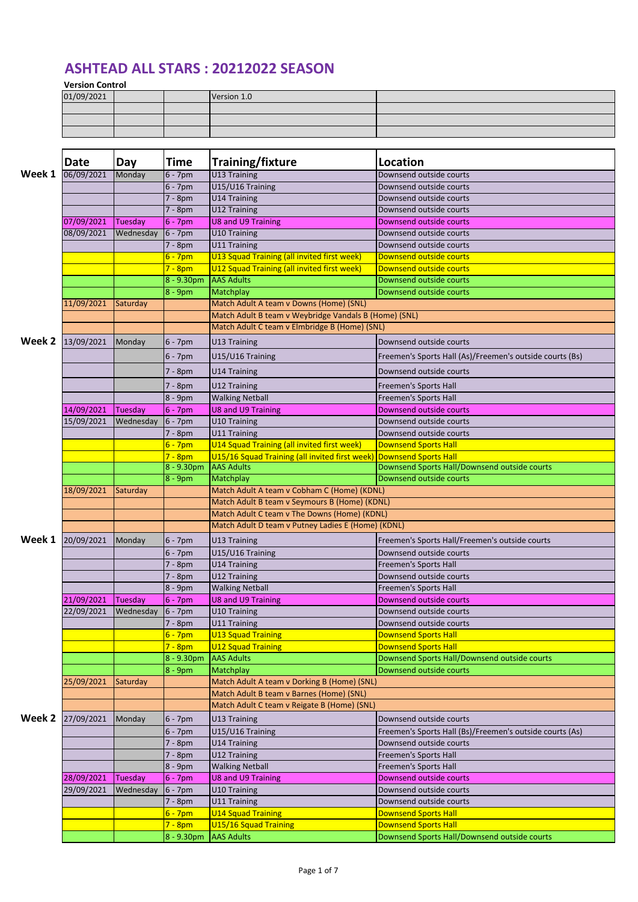# ASHTEAD ALL STARS : 20212022 SEASON

**Version Control**

| | | | | |
|---|---|---|---|---|
| 01/09/2021 | | | Version 1.0 | |
| | | | | |
| | | | | |
| | | | | |

| | Date | Day | Time | Training/fixture | Location |
|---|---|---|---|---|---|
| **Week 1** | 06/09/2021 | Monday | 6 - 7pm | U13 Training | Downsend outside courts |
| | | | 6 - 7pm | U15/U16 Training | Downsend outside courts |
| | | | 7 - 8pm | U14 Training | Downsend outside courts |
| | | | 7 - 8pm | U12 Training | Downsend outside courts |
| | 07/09/2021 | Tuesday | 6 - 7pm | U8 and U9 Training | Downsend outside courts |
| | 08/09/2021 | Wednesday | 6 - 7pm | U10 Training | Downsend outside courts |
| | | | 7 - 8pm | U11 Training | Downsend outside courts |
| | | | 6 - 7pm | U13 Squad Training (all invited first week) | Downsend outside courts |
| | | | 7 - 8pm | U12 Squad Training (all invited first week) | Downsend outside courts |
| | | | 8 - 9.30pm | AAS Adults | Downsend outside courts |
| | | | 8 - 9pm | Matchplay | Downsend outside courts |
| | 11/09/2021 | Saturday | | Match Adult A team v Downs (Home) (SNL) | |
| | | | | Match Adult B team v Weybridge Vandals B (Home) (SNL) | |
| | | | | Match Adult C team v Elmbridge B (Home) (SNL) | |
| **Week 2** | 13/09/2021 | Monday | 6 - 7pm | U13 Training | Downsend outside courts |
| | | | 6 - 7pm | U15/U16 Training | Freemen's Sports Hall (As)/Freemen's outside courts (Bs) |
| | | | 7 - 8pm | U14 Training | Downsend outside courts |
| | | | 7 - 8pm | U12 Training | Freemen's Sports Hall |
| | | | 8 - 9pm | Walking Netball | Freemen's Sports Hall |
| | 14/09/2021 | Tuesday | 6 - 7pm | U8 and U9 Training | Downsend outside courts |
| | 15/09/2021 | Wednesday | 6 - 7pm | U10 Training | Downsend outside courts |
| | | | 7 - 8pm | U11 Training | Downsend outside courts |
| | | | 6 - 7pm | U14 Squad Training (all invited first week) | Downsend Sports Hall |
| | | | 7 - 8pm | U15/16 Squad Training (all invited first week) | Downsend Sports Hall |
| | | | 8 - 9.30pm | AAS Adults | Downsend Sports Hall/Downsend outside courts |
| | | | 8 - 9pm | Matchplay | Downsend outside courts |
| | 18/09/2021 | Saturday | | Match Adult A team v Cobham C (Home) (KDNL) | |
| | | | | Match Adult B team v Seymours B (Home) (KDNL) | |
| | | | | Match Adult C team v The Downs (Home) (KDNL) | |
| | | | | Match Adult D team v Putney Ladies E (Home) (KDNL) | |
| **Week 1** | 20/09/2021 | Monday | 6 - 7pm | U13 Training | Freemen's Sports Hall/Freemen's outside courts |
| | | | 6 - 7pm | U15/U16 Training | Downsend outside courts |
| | | | 7 - 8pm | U14 Training | Freemen's Sports Hall |
| | | | 7 - 8pm | U12 Training | Downsend outside courts |
| | | | 8 - 9pm | Walking Netball | Freemen's Sports Hall |
| | 21/09/2021 | Tuesday | 6 - 7pm | U8 and U9 Training | Downsend outside courts |
| | 22/09/2021 | Wednesday | 6 - 7pm | U10 Training | Downsend outside courts |
| | | | 7 - 8pm | U11 Training | Downsend outside courts |
| | | | 6 - 7pm | U13 Squad Training | Downsend Sports Hall |
| | | | 7 - 8pm | U12 Squad Training | Downsend Sports Hall |
| | | | 8 - 9.30pm | AAS Adults | Downsend Sports Hall/Downsend outside courts |
| | | | 8 - 9pm | Matchplay | Downsend outside courts |
| | 25/09/2021 | Saturday | | Match Adult A team v Dorking B (Home) (SNL) | |
| | | | | Match Adult B team v Barnes (Home) (SNL) | |
| | | | | Match Adult C team v Reigate B (Home) (SNL) | |
| **Week 2** | 27/09/2021 | Monday | 6 - 7pm | U13 Training | Downsend outside courts |
| | | | 6 - 7pm | U15/U16 Training | Freemen's Sports Hall (Bs)/Freemen's outside courts (As) |
| | | | 7 - 8pm | U14 Training | Downsend outside courts |
| | | | 7 - 8pm | U12 Training | Freemen's Sports Hall |
| | | | 8 - 9pm | Walking Netball | Freemen's Sports Hall |
| | 28/09/2021 | Tuesday | 6 - 7pm | U8 and U9 Training | Downsend outside courts |
| | 29/09/2021 | Wednesday | 6 - 7pm | U10 Training | Downsend outside courts |
| | | | 7 - 8pm | U11 Training | Downsend outside courts |
| | | | 6 - 7pm | U14 Squad Training | Downsend Sports Hall |
| | | | 7 - 8pm | U15/16 Squad Training | Downsend Sports Hall |
| | | | 8 - 9.30pm | AAS Adults | Downsend Sports Hall/Downsend outside courts |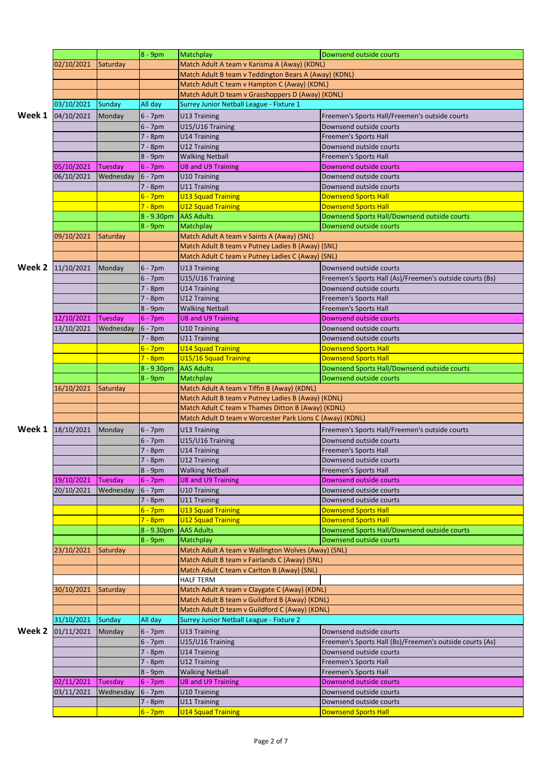| | Date | Day | Time | Activity | Location |
|---|---|---|---|---|---|
| | | | 8 - 9pm | Matchplay | Downsend outside courts |
| | 02/10/2021 | Saturday | | Match Adult A team v Karisma A (Away) (KDNL) | |
| | | | | Match Adult B team v Teddington Bears A (Away) (KDNL) | |
| | | | | Match Adult C team v Hampton C (Away) (KDNL) | |
| | | | | Match Adult D team v Grasshoppers D (Away) (KDNL) | |
| | 03/10/2021 | Sunday | All day | Surrey Junior Netball League - Fixture 1 | |
| **Week 1** | 04/10/2021 | Monday | 6 - 7pm | U13 Training | Freemen's Sports Hall/Freemen's outside courts |
| | | | 6 - 7pm | U15/U16 Training | Downsend outside courts |
| | | | 7 - 8pm | U14 Training | Freemen's Sports Hall |
| | | | 7 - 8pm | U12 Training | Downsend outside courts |
| | | | 8 - 9pm | Walking Netball | Freemen's Sports Hall |
| | 05/10/2021 | Tuesday | 6 - 7pm | U8 and U9 Training | Downsend outside courts |
| | 06/10/2021 | Wednesday | 6 - 7pm | U10 Training | Downsend outside courts |
| | | | 7 - 8pm | U11 Training | Downsend outside courts |
| | | | 6 - 7pm | U13 Squad Training | Downsend Sports Hall |
| | | | 7 - 8pm | U12 Squad Training | Downsend Sports Hall |
| | | | 8 - 9.30pm | AAS Adults | Downsend Sports Hall/Downsend outside courts |
| | | | 8 - 9pm | Matchplay | Downsend outside courts |
| | 09/10/2021 | Saturday | | Match Adult A team v Saints A (Away) (SNL) | |
| | | | | Match Adult B team v Putney Ladies B (Away) (SNL) | |
| | | | | Match Adult C team v Putney Ladies C (Away) (SNL) | |
| **Week 2** | 11/10/2021 | Monday | 6 - 7pm | U13 Training | Downsend outside courts |
| | | | 6 - 7pm | U15/U16 Training | Freemen's Sports Hall (As)/Freemen's outside courts (Bs) |
| | | | 7 - 8pm | U14 Training | Downsend outside courts |
| | | | 7 - 8pm | U12 Training | Freemen's Sports Hall |
| | | | 8 - 9pm | Walking Netball | Freemen's Sports Hall |
| | 12/10/2021 | Tuesday | 6 - 7pm | U8 and U9 Training | Downsend outside courts |
| | 13/10/2021 | Wednesday | 6 - 7pm | U10 Training | Downsend outside courts |
| | | | 7 - 8pm | U11 Training | Downsend outside courts |
| | | | 6 - 7pm | U14 Squad Training | Downsend Sports Hall |
| | | | 7 - 8pm | U15/16 Squad Training | Downsend Sports Hall |
| | | | 8 - 9.30pm | AAS Adults | Downsend Sports Hall/Downsend outside courts |
| | | | 8 - 9pm | Matchplay | Downsend outside courts |
| | 16/10/2021 | Saturday | | Match Adult A team v Tiffin B (Away) (KDNL) | |
| | | | | Match Adult B team v Putney Ladies B (Away) (KDNL) | |
| | | | | Match Adult C team v Thames Ditton B (Away) (KDNL) | |
| | | | | Match Adult D team v Worcester Park Lions C (Away) (KDNL) | |
| **Week 1** | 18/10/2021 | Monday | 6 - 7pm | U13 Training | Freemen's Sports Hall/Freemen's outside courts |
| | | | 6 - 7pm | U15/U16 Training | Downsend outside courts |
| | | | 7 - 8pm | U14 Training | Freemen's Sports Hall |
| | | | 7 - 8pm | U12 Training | Downsend outside courts |
| | | | 8 - 9pm | Walking Netball | Freemen's Sports Hall |
| | 19/10/2021 | Tuesday | 6 - 7pm | U8 and U9 Training | Downsend outside courts |
| | 20/10/2021 | Wednesday | 6 - 7pm | U10 Training | Downsend outside courts |
| | | | 7 - 8pm | U11 Training | Downsend outside courts |
| | | | 6 - 7pm | U13 Squad Training | Downsend Sports Hall |
| | | | 7 - 8pm | U12 Squad Training | Downsend Sports Hall |
| | | | 8 - 9.30pm | AAS Adults | Downsend Sports Hall/Downsend outside courts |
| | | | 8 - 9pm | Matchplay | Downsend outside courts |
| | 23/10/2021 | Saturday | | Match Adult A team v Wallington Wolves (Away) (SNL) | |
| | | | | Match Adult B team v Fairlands C (Away) (SNL) | |
| | | | | Match Adult C team v Carlton B (Away) (SNL) | |
| | | | | HALF TERM | |
| | 30/10/2021 | Saturday | | Match Adult A team v Claygate C (Away) (KDNL) | |
| | | | | Match Adult B team v Guildford B (Away) (KDNL) | |
| | | | | Match Adult D team v Guildford C (Away) (KDNL) | |
| | 31/10/2021 | Sunday | All day | Surrey Junior Netball League - Fixture 2 | |
| **Week 2** | 01/11/2021 | Monday | 6 - 7pm | U13 Training | Downsend outside courts |
| | | | 6 - 7pm | U15/U16 Training | Freemen's Sports Hall (Bs)/Freemen's outside courts (As) |
| | | | 7 - 8pm | U14 Training | Downsend outside courts |
| | | | 7 - 8pm | U12 Training | Freemen's Sports Hall |
| | | | 8 - 9pm | Walking Netball | Freemen's Sports Hall |
| | 02/11/2021 | Tuesday | 6 - 7pm | U8 and U9 Training | Downsend outside courts |
| | 03/11/2021 | Wednesday | 6 - 7pm | U10 Training | Downsend outside courts |
| | | | 7 - 8pm | U11 Training | Downsend outside courts |
| | | | 6 - 7pm | U14 Squad Training | Downsend Sports Hall |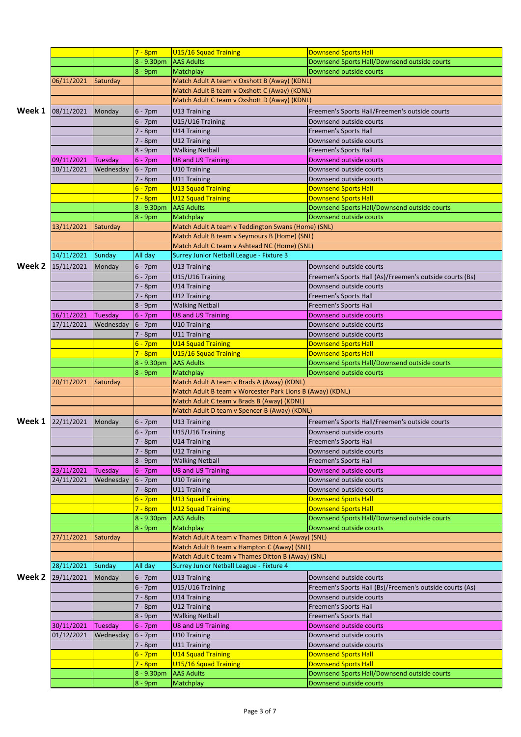| | Date | Day | Time | Activity | Venue |
|---|---|---|---|---|---|
| | | | 7 - 8pm | U15/16 Squad Training | Downsend Sports Hall |
| | | | 8 - 9.30pm | AAS Adults | Downsend Sports Hall/Downsend outside courts |
| | | | 8 - 9pm | Matchplay | Downsend outside courts |
| | 06/11/2021 | Saturday | | Match Adult A team v Oxshott B (Away) (KDNL) | |
| | | | | Match Adult B team v Oxshott C (Away) (KDNL) | |
| | | | | Match Adult C team v Oxshott D (Away) (KDNL) | |
| **Week 1** | 08/11/2021 | Monday | 6 - 7pm | U13 Training | Freemen's Sports Hall/Freemen's outside courts |
| | | | 6 - 7pm | U15/U16 Training | Downsend outside courts |
| | | | 7 - 8pm | U14 Training | Freemen's Sports Hall |
| | | | 7 - 8pm | U12 Training | Downsend outside courts |
| | | | 8 - 9pm | Walking Netball | Freemen's Sports Hall |
| | 09/11/2021 | Tuesday | 6 - 7pm | U8 and U9 Training | Downsend outside courts |
| | 10/11/2021 | Wednesday | 6 - 7pm | U10 Training | Downsend outside courts |
| | | | 7 - 8pm | U11 Training | Downsend outside courts |
| | | | 6 - 7pm | U13 Squad Training | Downsend Sports Hall |
| | | | 7 - 8pm | U12 Squad Training | Downsend Sports Hall |
| | | | 8 - 9.30pm | AAS Adults | Downsend Sports Hall/Downsend outside courts |
| | | | 8 - 9pm | Matchplay | Downsend outside courts |
| | 13/11/2021 | Saturday | | Match Adult A team v Teddington Swans (Home) (SNL) | |
| | | | | Match Adult B team v Seymours B (Home) (SNL) | |
| | | | | Match Adult C team v Ashtead NC (Home) (SNL) | |
| | 14/11/2021 | Sunday | All day | Surrey Junior Netball League - Fixture 3 | |
| **Week 2** | 15/11/2021 | Monday | 6 - 7pm | U13 Training | Downsend outside courts |
| | | | 6 - 7pm | U15/U16 Training | Freemen's Sports Hall (As)/Freemen's outside courts (Bs) |
| | | | 7 - 8pm | U14 Training | Downsend outside courts |
| | | | 7 - 8pm | U12 Training | Freemen's Sports Hall |
| | | | 8 - 9pm | Walking Netball | Freemen's Sports Hall |
| | 16/11/2021 | Tuesday | 6 - 7pm | U8 and U9 Training | Downsend outside courts |
| | 17/11/2021 | Wednesday | 6 - 7pm | U10 Training | Downsend outside courts |
| | | | 7 - 8pm | U11 Training | Downsend outside courts |
| | | | 6 - 7pm | U14 Squad Training | Downsend Sports Hall |
| | | | 7 - 8pm | U15/16 Squad Training | Downsend Sports Hall |
| | | | 8 - 9.30pm | AAS Adults | Downsend Sports Hall/Downsend outside courts |
| | | | 8 - 9pm | Matchplay | Downsend outside courts |
| | 20/11/2021 | Saturday | | Match Adult A team v Brads A (Away) (KDNL) | |
| | | | | Match Adult B team v Worcester Park Lions B (Away) (KDNL) | |
| | | | | Match Adult C team v Brads B (Away) (KDNL) | |
| | | | | Match Adult D team v Spencer B (Away) (KDNL) | |
| **Week 1** | 22/11/2021 | Monday | 6 - 7pm | U13 Training | Freemen's Sports Hall/Freemen's outside courts |
| | | | 6 - 7pm | U15/U16 Training | Downsend outside courts |
| | | | 7 - 8pm | U14 Training | Freemen's Sports Hall |
| | | | 7 - 8pm | U12 Training | Downsend outside courts |
| | | | 8 - 9pm | Walking Netball | Freemen's Sports Hall |
| | 23/11/2021 | Tuesday | 6 - 7pm | U8 and U9 Training | Downsend outside courts |
| | 24/11/2021 | Wednesday | 6 - 7pm | U10 Training | Downsend outside courts |
| | | | 7 - 8pm | U11 Training | Downsend outside courts |
| | | | 6 - 7pm | U13 Squad Training | Downsend Sports Hall |
| | | | 7 - 8pm | U12 Squad Training | Downsend Sports Hall |
| | | | 8 - 9.30pm | AAS Adults | Downsend Sports Hall/Downsend outside courts |
| | | | 8 - 9pm | Matchplay | Downsend outside courts |
| | 27/11/2021 | Saturday | | Match Adult A team v Thames Ditton A (Away) (SNL) | |
| | | | | Match Adult B team v Hampton C (Away) (SNL) | |
| | | | | Match Adult C team v Thames Ditton B (Away) (SNL) | |
| | 28/11/2021 | Sunday | All day | Surrey Junior Netball League - Fixture 4 | |
| **Week 2** | 29/11/2021 | Monday | 6 - 7pm | U13 Training | Downsend outside courts |
| | | | 6 - 7pm | U15/U16 Training | Freemen's Sports Hall (Bs)/Freemen's outside courts (As) |
| | | | 7 - 8pm | U14 Training | Downsend outside courts |
| | | | 7 - 8pm | U12 Training | Freemen's Sports Hall |
| | | | 8 - 9pm | Walking Netball | Freemen's Sports Hall |
| | 30/11/2021 | Tuesday | 6 - 7pm | U8 and U9 Training | Downsend outside courts |
| | 01/12/2021 | Wednesday | 6 - 7pm | U10 Training | Downsend outside courts |
| | | | 7 - 8pm | U11 Training | Downsend outside courts |
| | | | 6 - 7pm | U14 Squad Training | Downsend Sports Hall |
| | | | 7 - 8pm | U15/16 Squad Training | Downsend Sports Hall |
| | | | 8 - 9.30pm | AAS Adults | Downsend Sports Hall/Downsend outside courts |
| | | | 8 - 9pm | Matchplay | Downsend outside courts |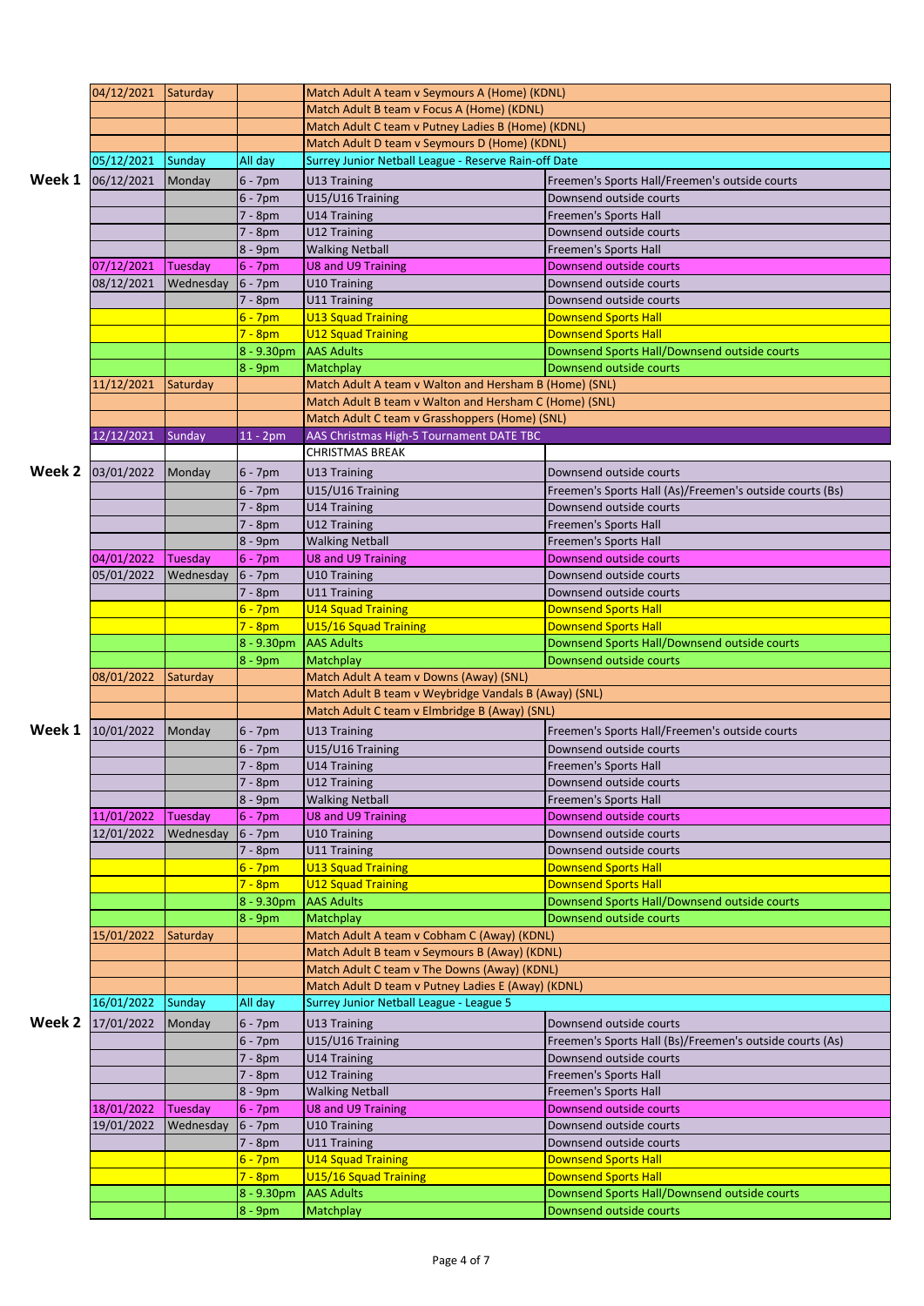| | Date | Day | Time | Activity | Location |
|---|---|---|---|---|---|
| | 04/12/2021 | Saturday | | Match Adult A team v Seymours A (Home) (KDNL) | |
| | | | | Match Adult B team v Focus A (Home) (KDNL) | |
| | | | | Match Adult C team v Putney Ladies B (Home) (KDNL) | |
| | | | | Match Adult D team v Seymours D (Home) (KDNL) | |
| | 05/12/2021 | Sunday | All day | Surrey Junior Netball League - Reserve Rain-off Date | |
| Week 1 | 06/12/2021 | Monday | 6 - 7pm | U13 Training | Freemen's Sports Hall/Freemen's outside courts |
| | | | 6 - 7pm | U15/U16 Training | Downsend outside courts |
| | | | 7 - 8pm | U14 Training | Freemen's Sports Hall |
| | | | 7 - 8pm | U12 Training | Downsend outside courts |
| | | | 8 - 9pm | Walking Netball | Freemen's Sports Hall |
| | 07/12/2021 | Tuesday | 6 - 7pm | U8 and U9 Training | Downsend outside courts |
| | 08/12/2021 | Wednesday | 6 - 7pm | U10 Training | Downsend outside courts |
| | | | 7 - 8pm | U11 Training | Downsend outside courts |
| | | | 6 - 7pm | U13 Squad Training | Downsend Sports Hall |
| | | | 7 - 8pm | U12 Squad Training | Downsend Sports Hall |
| | | | 8 - 9.30pm | AAS Adults | Downsend Sports Hall/Downsend outside courts |
| | | | 8 - 9pm | Matchplay | Downsend outside courts |
| | 11/12/2021 | Saturday | | Match Adult A team v Walton and Hersham B (Home) (SNL) | |
| | | | | Match Adult B team v Walton and Hersham C (Home) (SNL) | |
| | | | | Match Adult C team v Grasshoppers (Home) (SNL) | |
| | 12/12/2021 | Sunday | 11 - 2pm | AAS Christmas High-5 Tournament DATE TBC | |
| | | | | CHRISTMAS BREAK | |
| Week 2 | 03/01/2022 | Monday | 6 - 7pm | U13 Training | Downsend outside courts |
| | | | 6 - 7pm | U15/U16 Training | Freemen's Sports Hall (As)/Freemen's outside courts (Bs) |
| | | | 7 - 8pm | U14 Training | Downsend outside courts |
| | | | 7 - 8pm | U12 Training | Freemen's Sports Hall |
| | | | 8 - 9pm | Walking Netball | Freemen's Sports Hall |
| | 04/01/2022 | Tuesday | 6 - 7pm | U8 and U9 Training | Downsend outside courts |
| | 05/01/2022 | Wednesday | 6 - 7pm | U10 Training | Downsend outside courts |
| | | | 7 - 8pm | U11 Training | Downsend outside courts |
| | | | 6 - 7pm | U14 Squad Training | Downsend Sports Hall |
| | | | 7 - 8pm | U15/16 Squad Training | Downsend Sports Hall |
| | | | 8 - 9.30pm | AAS Adults | Downsend Sports Hall/Downsend outside courts |
| | | | 8 - 9pm | Matchplay | Downsend outside courts |
| | 08/01/2022 | Saturday | | Match Adult A team v Downs (Away) (SNL) | |
| | | | | Match Adult B team v Weybridge Vandals B (Away) (SNL) | |
| | | | | Match Adult C team v Elmbridge B (Away) (SNL) | |
| Week 1 | 10/01/2022 | Monday | 6 - 7pm | U13 Training | Freemen's Sports Hall/Freemen's outside courts |
| | | | 6 - 7pm | U15/U16 Training | Downsend outside courts |
| | | | 7 - 8pm | U14 Training | Freemen's Sports Hall |
| | | | 7 - 8pm | U12 Training | Downsend outside courts |
| | | | 8 - 9pm | Walking Netball | Freemen's Sports Hall |
| | 11/01/2022 | Tuesday | 6 - 7pm | U8 and U9 Training | Downsend outside courts |
| | 12/01/2022 | Wednesday | 6 - 7pm | U10 Training | Downsend outside courts |
| | | | 7 - 8pm | U11 Training | Downsend outside courts |
| | | | 6 - 7pm | U13 Squad Training | Downsend Sports Hall |
| | | | 7 - 8pm | U12 Squad Training | Downsend Sports Hall |
| | | | 8 - 9.30pm | AAS Adults | Downsend Sports Hall/Downsend outside courts |
| | | | 8 - 9pm | Matchplay | Downsend outside courts |
| | 15/01/2022 | Saturday | | Match Adult A team v Cobham C (Away) (KDNL) | |
| | | | | Match Adult B team v Seymours B (Away) (KDNL) | |
| | | | | Match Adult C team v The Downs (Away) (KDNL) | |
| | | | | Match Adult D team v Putney Ladies E (Away) (KDNL) | |
| | 16/01/2022 | Sunday | All day | Surrey Junior Netball League - League 5 | |
| Week 2 | 17/01/2022 | Monday | 6 - 7pm | U13 Training | Downsend outside courts |
| | | | 6 - 7pm | U15/U16 Training | Freemen's Sports Hall (Bs)/Freemen's outside courts (As) |
| | | | 7 - 8pm | U14 Training | Downsend outside courts |
| | | | 7 - 8pm | U12 Training | Freemen's Sports Hall |
| | | | 8 - 9pm | Walking Netball | Freemen's Sports Hall |
| | 18/01/2022 | Tuesday | 6 - 7pm | U8 and U9 Training | Downsend outside courts |
| | 19/01/2022 | Wednesday | 6 - 7pm | U10 Training | Downsend outside courts |
| | | | 7 - 8pm | U11 Training | Downsend outside courts |
| | | | 6 - 7pm | U14 Squad Training | Downsend Sports Hall |
| | | | 7 - 8pm | U15/16 Squad Training | Downsend Sports Hall |
| | | | 8 - 9.30pm | AAS Adults | Downsend Sports Hall/Downsend outside courts |
| | | | 8 - 9pm | Matchplay | Downsend outside courts |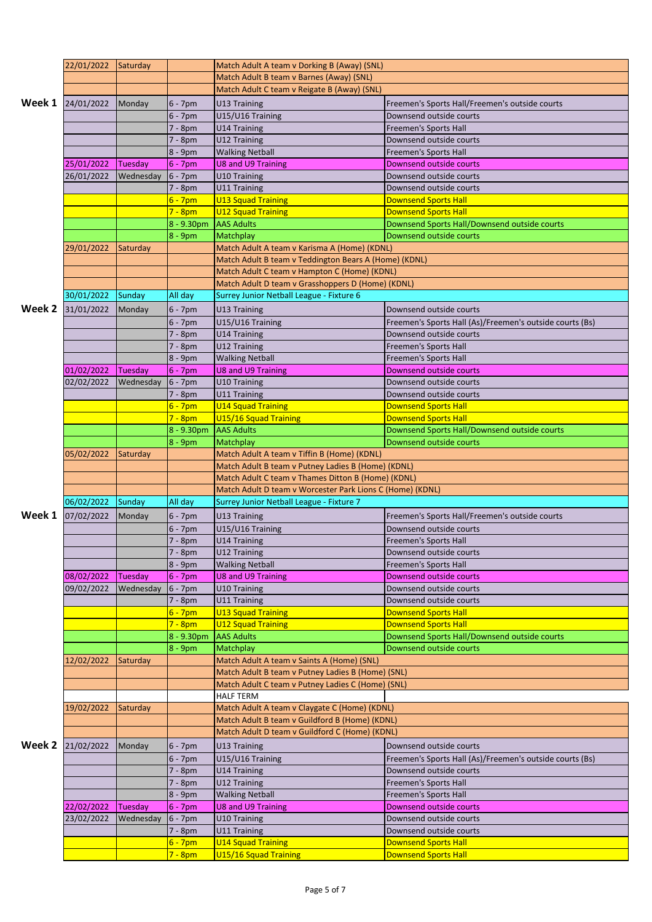| | Date | Day | Time | Activity | Venue |
|---|---|---|---|---|---|
| | 22/01/2022 | Saturday | | Match Adult A team v Dorking B (Away) (SNL) | |
| | | | | Match Adult B team v Barnes (Away) (SNL) | |
| | | | | Match Adult C team v Reigate B (Away) (SNL) | |
| **Week 1** | 24/01/2022 | Monday | 6 - 7pm | U13 Training | Freemen's Sports Hall/Freemen's outside courts |
| | | | 6 - 7pm | U15/U16 Training | Downsend outside courts |
| | | | 7 - 8pm | U14 Training | Freemen's Sports Hall |
| | | | 7 - 8pm | U12 Training | Downsend outside courts |
| | | | 8 - 9pm | Walking Netball | Freemen's Sports Hall |
| | 25/01/2022 | Tuesday | 6 - 7pm | U8 and U9 Training | Downsend outside courts |
| | 26/01/2022 | Wednesday | 6 - 7pm | U10 Training | Downsend outside courts |
| | | | 7 - 8pm | U11 Training | Downsend outside courts |
| | | | 6 - 7pm | U13 Squad Training | Downsend Sports Hall |
| | | | 7 - 8pm | U12 Squad Training | Downsend Sports Hall |
| | | | 8 - 9.30pm | AAS Adults | Downsend Sports Hall/Downsend outside courts |
| | | | 8 - 9pm | Matchplay | Downsend outside courts |
| | 29/01/2022 | Saturday | | Match Adult A team v Karisma A (Home) (KDNL) | |
| | | | | Match Adult B team v Teddington Bears A (Home) (KDNL) | |
| | | | | Match Adult C team v Hampton C (Home) (KDNL) | |
| | | | | Match Adult D team v Grasshoppers D (Home) (KDNL) | |
| | 30/01/2022 | Sunday | All day | Surrey Junior Netball League - Fixture 6 | |
| **Week 2** | 31/01/2022 | Monday | 6 - 7pm | U13 Training | Downsend outside courts |
| | | | 6 - 7pm | U15/U16 Training | Freemen's Sports Hall (As)/Freemen's outside courts (Bs) |
| | | | 7 - 8pm | U14 Training | Downsend outside courts |
| | | | 7 - 8pm | U12 Training | Freemen's Sports Hall |
| | | | 8 - 9pm | Walking Netball | Freemen's Sports Hall |
| | 01/02/2022 | Tuesday | 6 - 7pm | U8 and U9 Training | Downsend outside courts |
| | 02/02/2022 | Wednesday | 6 - 7pm | U10 Training | Downsend outside courts |
| | | | 7 - 8pm | U11 Training | Downsend outside courts |
| | | | 6 - 7pm | U14 Squad Training | Downsend Sports Hall |
| | | | 7 - 8pm | U15/16 Squad Training | Downsend Sports Hall |
| | | | 8 - 9.30pm | AAS Adults | Downsend Sports Hall/Downsend outside courts |
| | | | 8 - 9pm | Matchplay | Downsend outside courts |
| | 05/02/2022 | Saturday | | Match Adult A team v Tiffin B (Home) (KDNL) | |
| | | | | Match Adult B team v Putney Ladies B (Home) (KDNL) | |
| | | | | Match Adult C team v Thames Ditton B (Home) (KDNL) | |
| | | | | Match Adult D team v Worcester Park Lions C (Home) (KDNL) | |
| | 06/02/2022 | Sunday | All day | Surrey Junior Netball League - Fixture 7 | |
| **Week 1** | 07/02/2022 | Monday | 6 - 7pm | U13 Training | Freemen's Sports Hall/Freemen's outside courts |
| | | | 6 - 7pm | U15/U16 Training | Downsend outside courts |
| | | | 7 - 8pm | U14 Training | Freemen's Sports Hall |
| | | | 7 - 8pm | U12 Training | Downsend outside courts |
| | | | 8 - 9pm | Walking Netball | Freemen's Sports Hall |
| | 08/02/2022 | Tuesday | 6 - 7pm | U8 and U9 Training | Downsend outside courts |
| | 09/02/2022 | Wednesday | 6 - 7pm | U10 Training | Downsend outside courts |
| | | | 7 - 8pm | U11 Training | Downsend outside courts |
| | | | 6 - 7pm | U13 Squad Training | Downsend Sports Hall |
| | | | 7 - 8pm | U12 Squad Training | Downsend Sports Hall |
| | | | 8 - 9.30pm | AAS Adults | Downsend Sports Hall/Downsend outside courts |
| | | | 8 - 9pm | Matchplay | Downsend outside courts |
| | 12/02/2022 | Saturday | | Match Adult A team v Saints A (Home) (SNL) | |
| | | | | Match Adult B team v Putney Ladies B (Home) (SNL) | |
| | | | | Match Adult C team v Putney Ladies C (Home) (SNL) | |
| | | | | HALF TERM | |
| | 19/02/2022 | Saturday | | Match Adult A team v Claygate C (Home) (KDNL) | |
| | | | | Match Adult B team v Guildford B (Home) (KDNL) | |
| | | | | Match Adult D team v Guildford C (Home) (KDNL) | |
| **Week 2** | 21/02/2022 | Monday | 6 - 7pm | U13 Training | Downsend outside courts |
| | | | 6 - 7pm | U15/U16 Training | Freemen's Sports Hall (As)/Freemen's outside courts (Bs) |
| | | | 7 - 8pm | U14 Training | Downsend outside courts |
| | | | 7 - 8pm | U12 Training | Freemen's Sports Hall |
| | | | 8 - 9pm | Walking Netball | Freemen's Sports Hall |
| | 22/02/2022 | Tuesday | 6 - 7pm | U8 and U9 Training | Downsend outside courts |
| | 23/02/2022 | Wednesday | 6 - 7pm | U10 Training | Downsend outside courts |
| | | | 7 - 8pm | U11 Training | Downsend outside courts |
| | | | 6 - 7pm | U14 Squad Training | Downsend Sports Hall |
| | | | 7 - 8pm | U15/16 Squad Training | Downsend Sports Hall |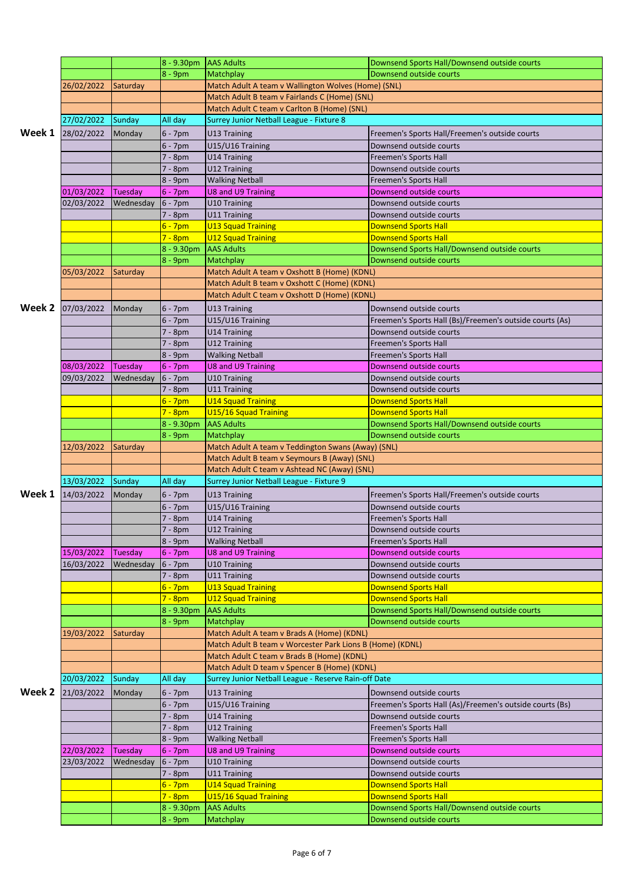| | | | | | |
|---|---|---|---|---|---|
| | | | 8 - 9.30pm | AAS Adults | Downsend Sports Hall/Downsend outside courts |
| | | | 8 - 9pm | Matchplay | Downsend outside courts |
| | 26/02/2022 | Saturday | | Match Adult A team v Wallington Wolves (Home) (SNL) | |
| | | | | Match Adult B team v Fairlands C (Home) (SNL) | |
| | | | | Match Adult C team v Carlton B (Home) (SNL) | |
| | 27/02/2022 | Sunday | All day | Surrey Junior Netball League - Fixture 8 | |
| **Week 1** | 28/02/2022 | Monday | 6 - 7pm | U13 Training | Freemen's Sports Hall/Freemen's outside courts |
| | | | 6 - 7pm | U15/U16 Training | Downsend outside courts |
| | | | 7 - 8pm | U14 Training | Freemen's Sports Hall |
| | | | 7 - 8pm | U12 Training | Downsend outside courts |
| | | | 8 - 9pm | Walking Netball | Freemen's Sports Hall |
| | 01/03/2022 | Tuesday | 6 - 7pm | U8 and U9 Training | Downsend outside courts |
| | 02/03/2022 | Wednesday | 6 - 7pm | U10 Training | Downsend outside courts |
| | | | 7 - 8pm | U11 Training | Downsend outside courts |
| | | | 6 - 7pm | U13 Squad Training | Downsend Sports Hall |
| | | | 7 - 8pm | U12 Squad Training | Downsend Sports Hall |
| | | | 8 - 9.30pm | AAS Adults | Downsend Sports Hall/Downsend outside courts |
| | | | 8 - 9pm | Matchplay | Downsend outside courts |
| | 05/03/2022 | Saturday | | Match Adult A team v Oxshott B (Home) (KDNL) | |
| | | | | Match Adult B team v Oxshott C (Home) (KDNL) | |
| | | | | Match Adult C team v Oxshott D (Home) (KDNL) | |
| **Week 2** | 07/03/2022 | Monday | 6 - 7pm | U13 Training | Downsend outside courts |
| | | | 6 - 7pm | U15/U16 Training | Freemen's Sports Hall (Bs)/Freemen's outside courts (As) |
| | | | 7 - 8pm | U14 Training | Downsend outside courts |
| | | | 7 - 8pm | U12 Training | Freemen's Sports Hall |
| | | | 8 - 9pm | Walking Netball | Freemen's Sports Hall |
| | 08/03/2022 | Tuesday | 6 - 7pm | U8 and U9 Training | Downsend outside courts |
| | 09/03/2022 | Wednesday | 6 - 7pm | U10 Training | Downsend outside courts |
| | | | 7 - 8pm | U11 Training | Downsend outside courts |
| | | | 6 - 7pm | U14 Squad Training | Downsend Sports Hall |
| | | | 7 - 8pm | U15/16 Squad Training | Downsend Sports Hall |
| | | | 8 - 9.30pm | AAS Adults | Downsend Sports Hall/Downsend outside courts |
| | | | 8 - 9pm | Matchplay | Downsend outside courts |
| | 12/03/2022 | Saturday | | Match Adult A team v Teddington Swans (Away) (SNL) | |
| | | | | Match Adult B team v Seymours B (Away) (SNL) | |
| | | | | Match Adult C team v Ashtead NC (Away) (SNL) | |
| | 13/03/2022 | Sunday | All day | Surrey Junior Netball League - Fixture 9 | |
| **Week 1** | 14/03/2022 | Monday | 6 - 7pm | U13 Training | Freemen's Sports Hall/Freemen's outside courts |
| | | | 6 - 7pm | U15/U16 Training | Downsend outside courts |
| | | | 7 - 8pm | U14 Training | Freemen's Sports Hall |
| | | | 7 - 8pm | U12 Training | Downsend outside courts |
| | | | 8 - 9pm | Walking Netball | Freemen's Sports Hall |
| | 15/03/2022 | Tuesday | 6 - 7pm | U8 and U9 Training | Downsend outside courts |
| | 16/03/2022 | Wednesday | 6 - 7pm | U10 Training | Downsend outside courts |
| | | | 7 - 8pm | U11 Training | Downsend outside courts |
| | | | 6 - 7pm | U13 Squad Training | Downsend Sports Hall |
| | | | 7 - 8pm | U12 Squad Training | Downsend Sports Hall |
| | | | 8 - 9.30pm | AAS Adults | Downsend Sports Hall/Downsend outside courts |
| | | | 8 - 9pm | Matchplay | Downsend outside courts |
| | 19/03/2022 | Saturday | | Match Adult A team v Brads A (Home) (KDNL) | |
| | | | | Match Adult B team v Worcester Park Lions B (Home) (KDNL) | |
| | | | | Match Adult C team v Brads B (Home) (KDNL) | |
| | | | | Match Adult D team v Spencer B (Home) (KDNL) | |
| | 20/03/2022 | Sunday | All day | Surrey Junior Netball League - Reserve Rain-off Date | |
| **Week 2** | 21/03/2022 | Monday | 6 - 7pm | U13 Training | Downsend outside courts |
| | | | 6 - 7pm | U15/U16 Training | Freemen's Sports Hall (As)/Freemen's outside courts (Bs) |
| | | | 7 - 8pm | U14 Training | Downsend outside courts |
| | | | 7 - 8pm | U12 Training | Freemen's Sports Hall |
| | | | 8 - 9pm | Walking Netball | Freemen's Sports Hall |
| | 22/03/2022 | Tuesday | 6 - 7pm | U8 and U9 Training | Downsend outside courts |
| | 23/03/2022 | Wednesday | 6 - 7pm | U10 Training | Downsend outside courts |
| | | | 7 - 8pm | U11 Training | Downsend outside courts |
| | | | 6 - 7pm | U14 Squad Training | Downsend Sports Hall |
| | | | 7 - 8pm | U15/16 Squad Training | Downsend Sports Hall |
| | | | 8 - 9.30pm | AAS Adults | Downsend Sports Hall/Downsend outside courts |
| | | | 8 - 9pm | Matchplay | Downsend outside courts |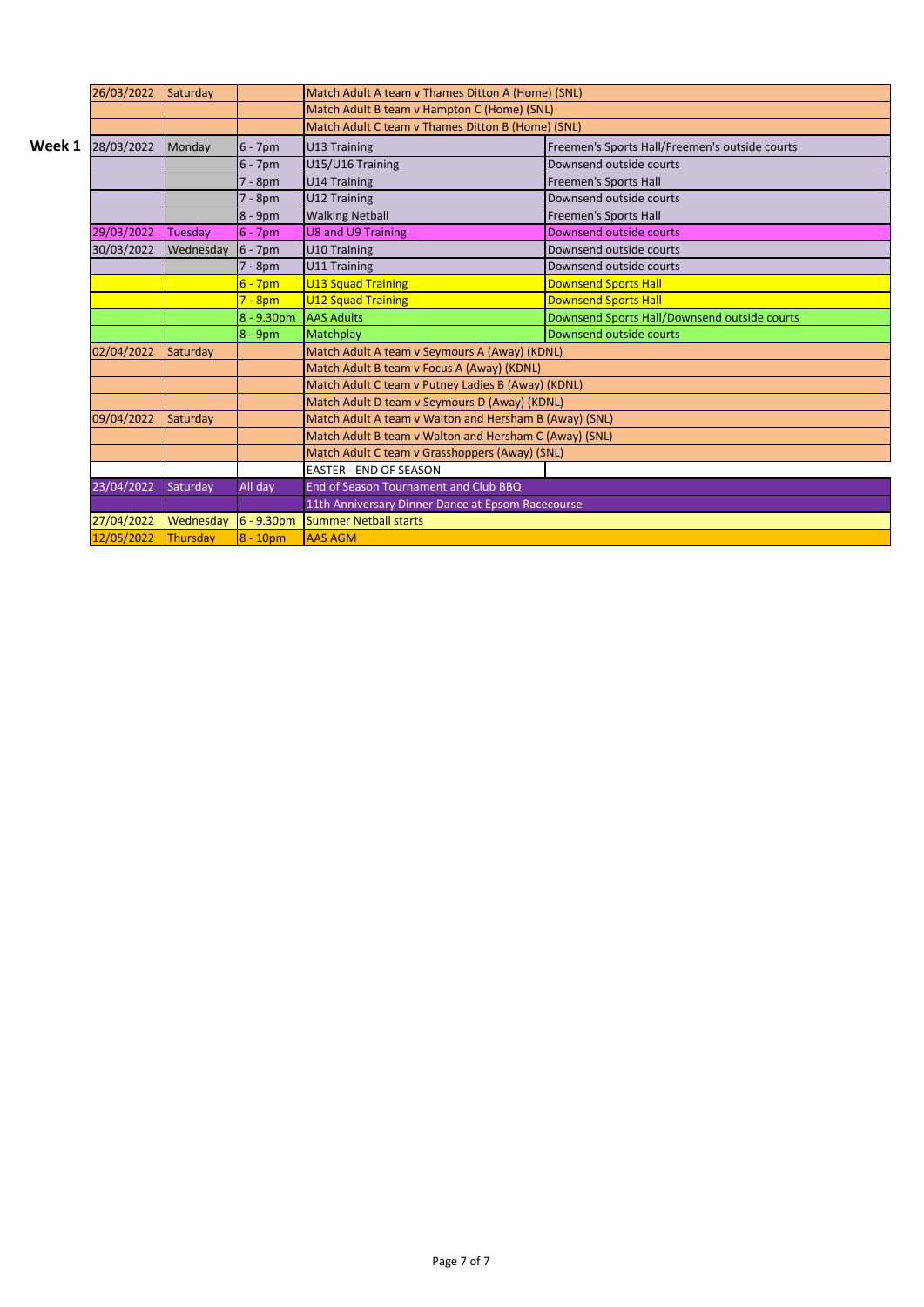| | | | | | |
|---|---|---|---|---|---|
| | 26/03/2022 | Saturday | | Match Adult A team v Thames Ditton A (Home) (SNL) | |
| | | | | Match Adult B team v Hampton C (Home) (SNL) | |
| | | | | Match Adult C team v Thames Ditton B (Home) (SNL) | |
| **Week 1** | 28/03/2022 | Monday | 6 - 7pm | U13 Training | Freemen's Sports Hall/Freemen's outside courts |
| | | | 6 - 7pm | U15/U16 Training | Downsend outside courts |
| | | | 7 - 8pm | U14 Training | Freemen's Sports Hall |
| | | | 7 - 8pm | U12 Training | Downsend outside courts |
| | | | 8 - 9pm | Walking Netball | Freemen's Sports Hall |
| | 29/03/2022 | Tuesday | 6 - 7pm | U8 and U9 Training | Downsend outside courts |
| | 30/03/2022 | Wednesday | 6 - 7pm | U10 Training | Downsend outside courts |
| | | | 7 - 8pm | U11 Training | Downsend outside courts |
| | | | 6 - 7pm | U13 Squad Training | Downsend Sports Hall |
| | | | 7 - 8pm | U12 Squad Training | Downsend Sports Hall |
| | | | 8 - 9.30pm | AAS Adults | Downsend Sports Hall/Downsend outside courts |
| | | | 8 - 9pm | Matchplay | Downsend outside courts |
| | 02/04/2022 | Saturday | | Match Adult A team v Seymours A (Away) (KDNL) | |
| | | | | Match Adult B team v Focus A (Away) (KDNL) | |
| | | | | Match Adult C team v Putney Ladies B (Away) (KDNL) | |
| | | | | Match Adult D team v Seymours D (Away) (KDNL) | |
| | 09/04/2022 | Saturday | | Match Adult A team v Walton and Hersham B (Away) (SNL) | |
| | | | | Match Adult B team v Walton and Hersham C (Away) (SNL) | |
| | | | | Match Adult C team v Grasshoppers (Away) (SNL) | |
| | | | | EASTER - END OF SEASON | |
| | 23/04/2022 | Saturday | All day | End of Season Tournament and Club BBQ | |
| | | | | 11th Anniversary Dinner Dance at Epsom Racecourse | |
| | 27/04/2022 | Wednesday | 6 - 9.30pm | Summer Netball starts | |
| | 12/05/2022 | Thursday | 8 - 10pm | AAS AGM | |